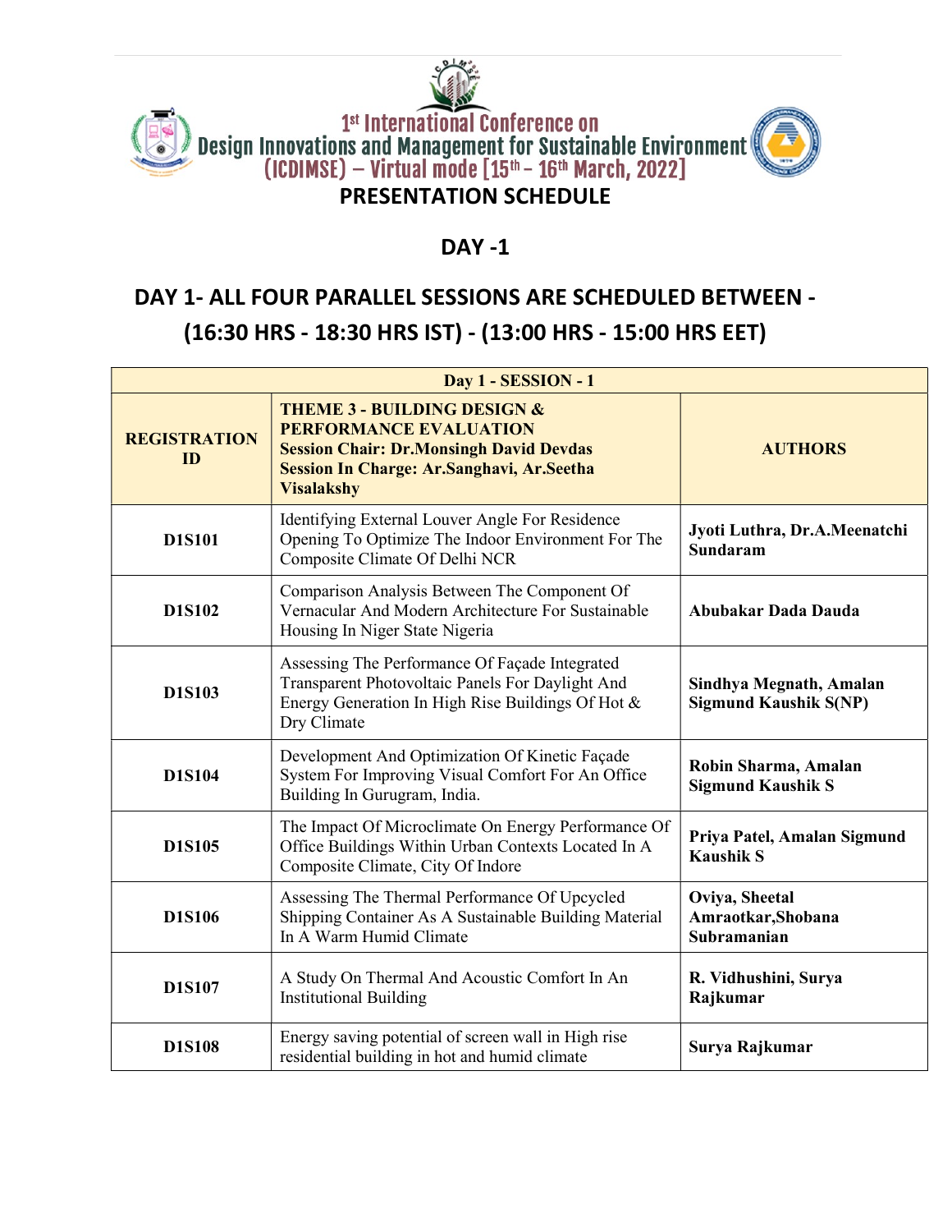# 1st International Conference on Design Innovations and Management for Sustainable Environment (ICDIMSE) – Virtual mode [15th – 16th March, 2022]

## PRESENTATION SCHEDULE

## DAY -1

## DAY 1- ALL FOUR PARALLEL SESSIONS ARE SCHEDULED BETWEEN - (16:30 HRS - 18:30 HRS IST) - (13:00 HRS - 15:00 HRS EET)

| Day 1 - SESSION - 1 | | |
|---|---|---|
| **REGISTRATION ID** | **THEME 3 - BUILDING DESIGN & PERFORMANCE EVALUATION**<br>**Session Chair: Dr.Monsingh David Devdas**<br>**Session In Charge: Ar.Sanghavi, Ar.Seetha Visalakshy** | **AUTHORS** |
| **D1S101** | Identifying External Louver Angle For Residence Opening To Optimize The Indoor Environment For The Composite Climate Of Delhi NCR | **Jyoti Luthra, Dr.A.Meenatchi Sundaram** |
| **D1S102** | Comparison Analysis Between The Component Of Vernacular And Modern Architecture For Sustainable Housing In Niger State Nigeria | **Abubakar Dada Dauda** |
| **D1S103** | Assessing The Performance Of Façade Integrated Transparent Photovoltaic Panels For Daylight And Energy Generation In High Rise Buildings Of Hot & Dry Climate | **Sindhya Megnath, Amalan Sigmund Kaushik S(NP)** |
| **D1S104** | Development And Optimization Of Kinetic Façade System For Improving Visual Comfort For An Office Building In Gurugram, India. | **Robin Sharma, Amalan Sigmund Kaushik S** |
| **D1S105** | The Impact Of Microclimate On Energy Performance Of Office Buildings Within Urban Contexts Located In A Composite Climate, City Of Indore | **Priya Patel, Amalan Sigmund Kaushik S** |
| **D1S106** | Assessing The Thermal Performance Of Upcycled Shipping Container As A Sustainable Building Material In A Warm Humid Climate | **Oviya, Sheetal Amraotkar,Shobana Subramanian** |
| **D1S107** | A Study On Thermal And Acoustic Comfort In An Institutional Building | **R. Vidhushini, Surya Rajkumar** |
| **D1S108** | Energy saving potential of screen wall in High rise residential building in hot and humid climate | **Surya Rajkumar** |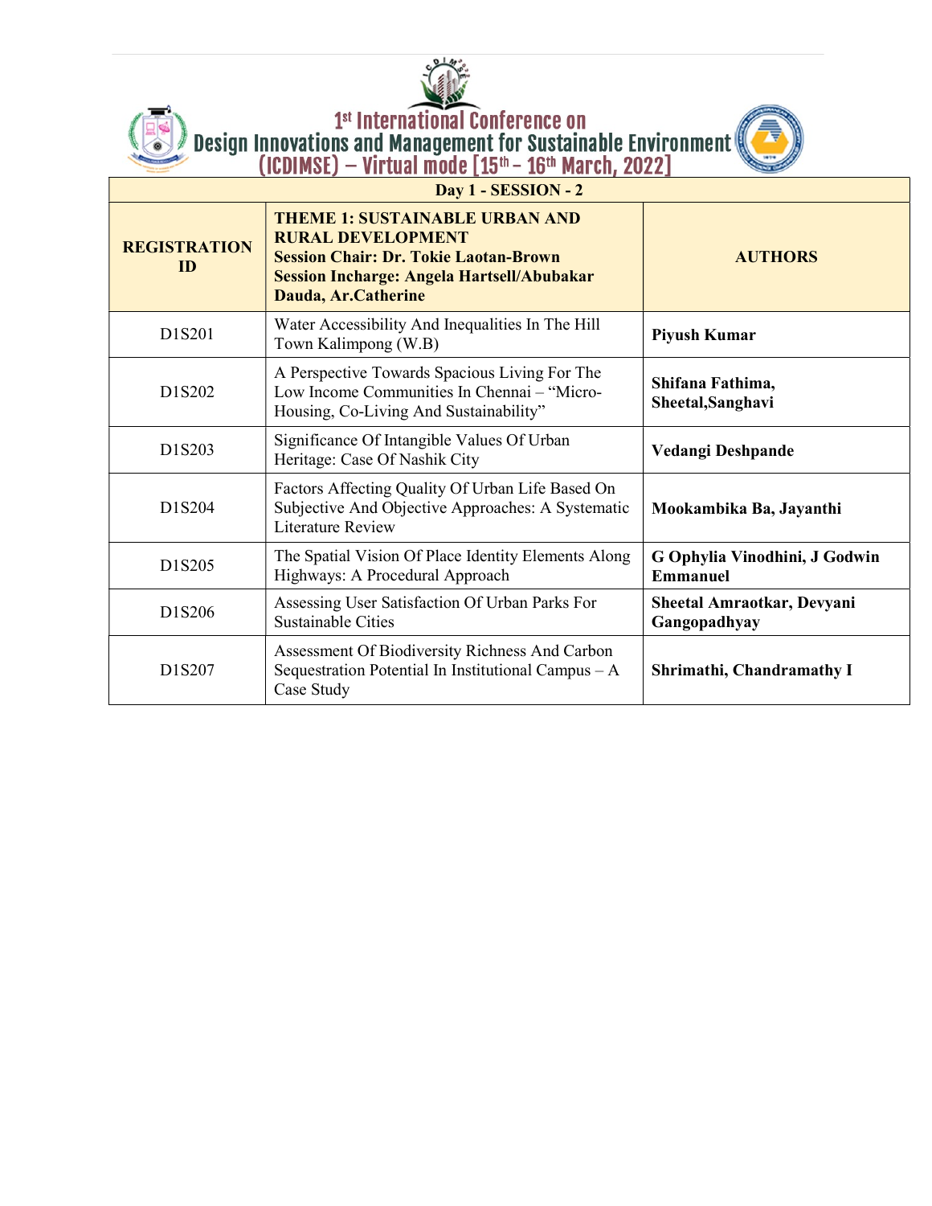# 1st International Conference on Design Innovations and Management for Sustainable Environment (ICDIMSE) – Virtual mode [15th – 16th March, 2022]

| Day 1 - SESSION - 2 | | |
|---|---|---|
| **REGISTRATION ID** | **THEME 1: SUSTAINABLE URBAN AND RURAL DEVELOPMENT**<br>**Session Chair: Dr. Tokie Laotan-Brown**<br>**Session Incharge: Angela Hartsell/Abubakar Dauda, Ar.Catherine** | **AUTHORS** |
| D1S201 | Water Accessibility And Inequalities In The Hill Town Kalimpong (W.B) | **Piyush Kumar** |
| D1S202 | A Perspective Towards Spacious Living For The Low Income Communities In Chennai – "Micro-Housing, Co-Living And Sustainability" | **Shifana Fathima, Sheetal,Sanghavi** |
| D1S203 | Significance Of Intangible Values Of Urban Heritage: Case Of Nashik City | **Vedangi Deshpande** |
| D1S204 | Factors Affecting Quality Of Urban Life Based On Subjective And Objective Approaches: A Systematic Literature Review | **Mookambika Ba, Jayanthi** |
| D1S205 | The Spatial Vision Of Place Identity Elements Along Highways: A Procedural Approach | **G Ophylia Vinodhini, J Godwin Emmanuel** |
| D1S206 | Assessing User Satisfaction Of Urban Parks For Sustainable Cities | **Sheetal Amraotkar, Devyani Gangopadhyay** |
| D1S207 | Assessment Of Biodiversity Richness And Carbon Sequestration Potential In Institutional Campus – A Case Study | **Shrimathi, Chandramathy I** |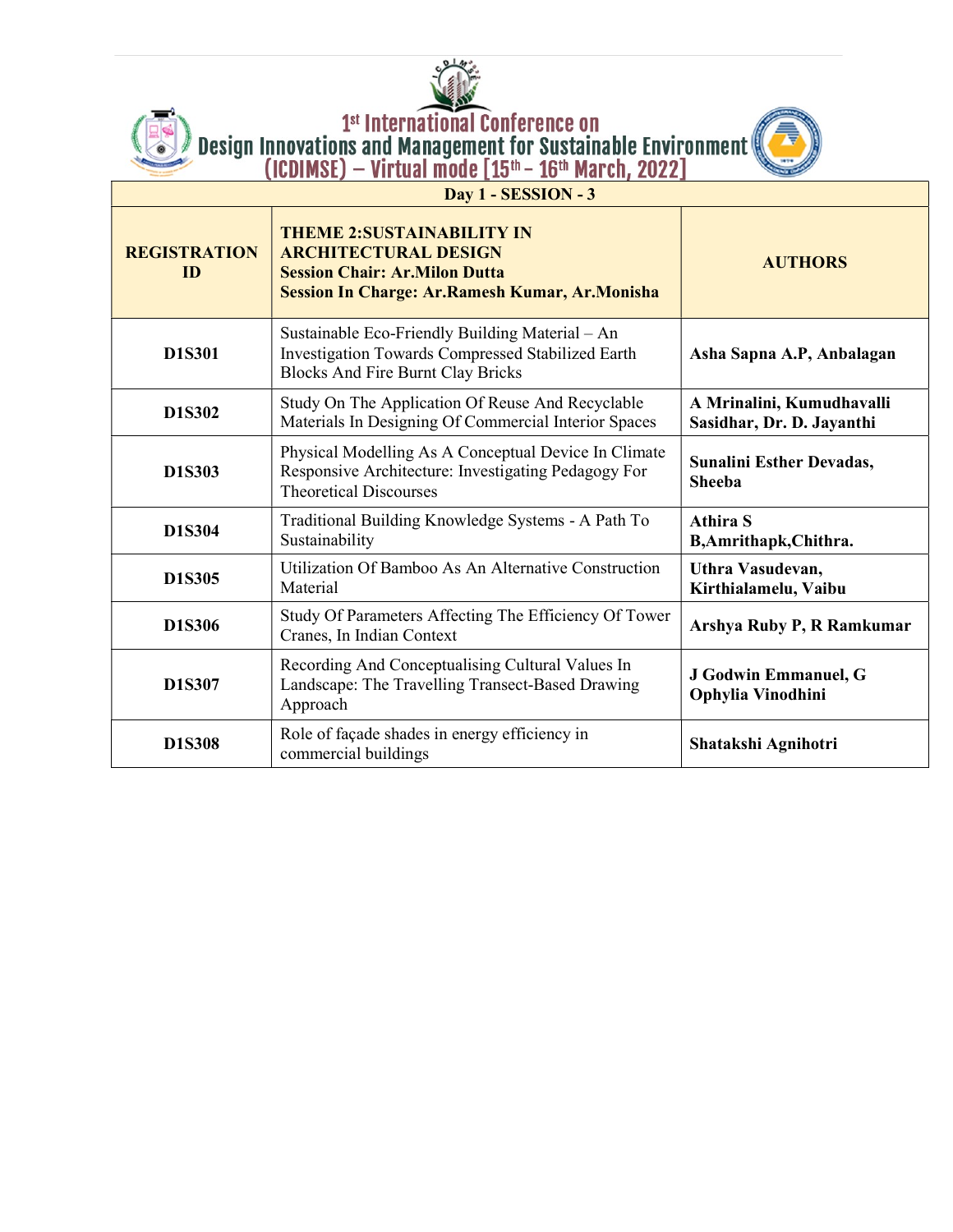# 1st International Conference on Design Innovations and Management for Sustainable Environment (ICDIMSE) – Virtual mode [15th – 16th March, 2022]

| Day 1 - SESSION - 3 | | |
|---|---|---|
| **REGISTRATION ID** | **THEME 2:SUSTAINABILITY IN ARCHITECTURAL DESIGN**<br>**Session Chair: Ar.Milon Dutta**<br>**Session In Charge: Ar.Ramesh Kumar, Ar.Monisha** | **AUTHORS** |
| **D1S301** | Sustainable Eco-Friendly Building Material – An Investigation Towards Compressed Stabilized Earth Blocks And Fire Burnt Clay Bricks | **Asha Sapna A.P, Anbalagan** |
| **D1S302** | Study On The Application Of Reuse And Recyclable Materials In Designing Of Commercial Interior Spaces | **A Mrinalini, Kumudhavalli Sasidhar, Dr. D. Jayanthi** |
| **D1S303** | Physical Modelling As A Conceptual Device In Climate Responsive Architecture: Investigating Pedagogy For Theoretical Discourses | **Sunalini Esther Devadas, Sheeba** |
| **D1S304** | Traditional Building Knowledge Systems - A Path To Sustainability | **Athira S B,Amrithapk,Chithra.** |
| **D1S305** | Utilization Of Bamboo As An Alternative Construction Material | **Uthra Vasudevan, Kirthialamelu, Vaibu** |
| **D1S306** | Study Of Parameters Affecting The Efficiency Of Tower Cranes, In Indian Context | **Arshya Ruby P, R Ramkumar** |
| **D1S307** | Recording And Conceptualising Cultural Values In Landscape: The Travelling Transect-Based Drawing Approach | **J Godwin Emmanuel, G Ophylia Vinodhini** |
| **D1S308** | Role of façade shades in energy efficiency in commercial buildings | **Shatakshi Agnihotri** |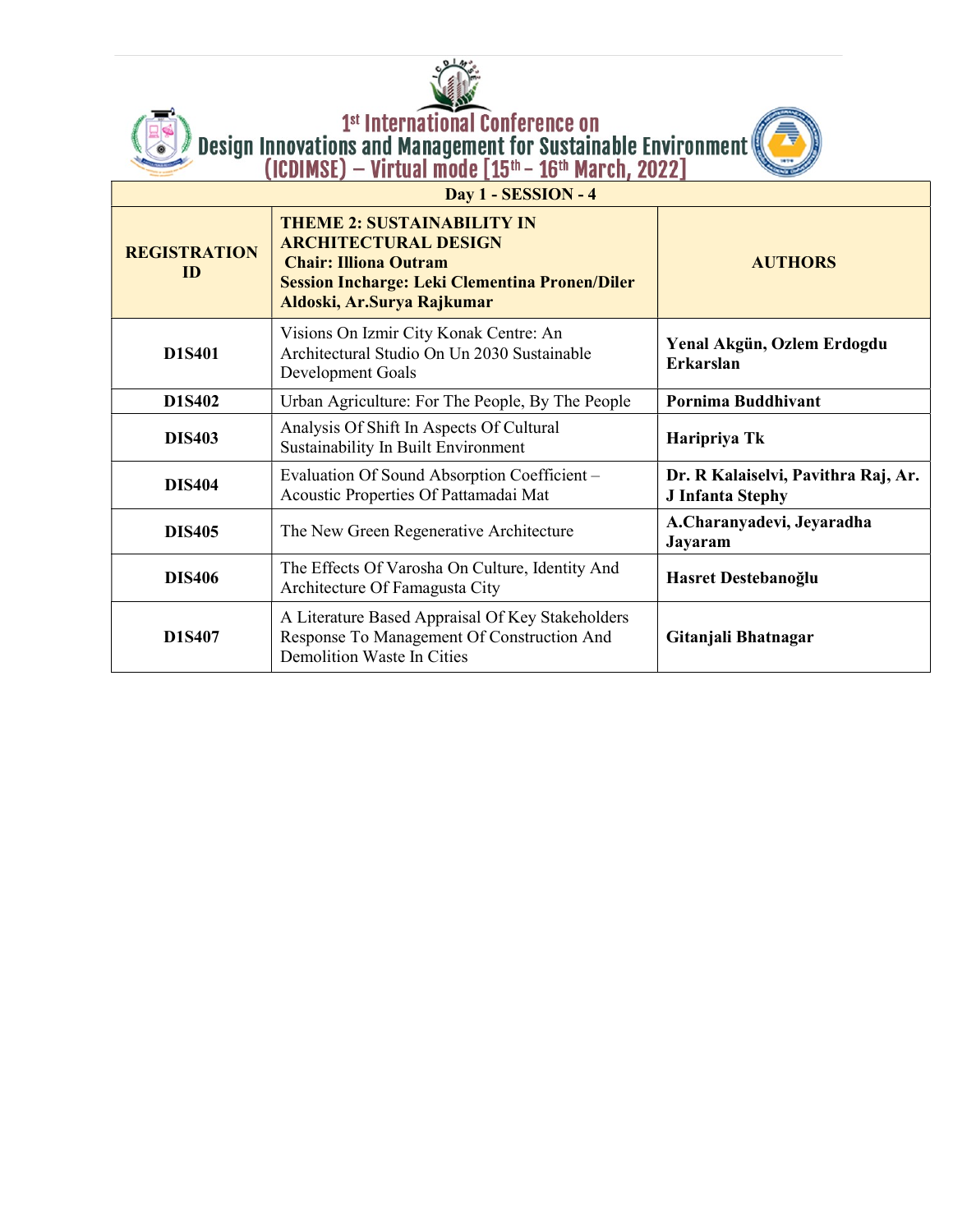# 1st International Conference on Design Innovations and Management for Sustainable Environment (ICDIMSE) – Virtual mode [15th – 16th March, 2022]

| Day 1 - SESSION - 4 | | |
|---|---|---|
| **REGISTRATION ID** | **THEME 2: SUSTAINABILITY IN ARCHITECTURAL DESIGN**<br>**Chair: Illiona Outram**<br>**Session Incharge: Leki Clementina Pronen/Diler Aldoski, Ar.Surya Rajkumar** | **AUTHORS** |
| **D1S401** | Visions On Izmir City Konak Centre: An Architectural Studio On Un 2030 Sustainable Development Goals | **Yenal Akgün, Ozlem Erdogdu Erkarslan** |
| **D1S402** | Urban Agriculture: For The People, By The People | **Pornima Buddhivant** |
| **DIS403** | Analysis Of Shift In Aspects Of Cultural Sustainability In Built Environment | **Haripriya Tk** |
| **DIS404** | Evaluation Of Sound Absorption Coefficient – Acoustic Properties Of Pattamadai Mat | **Dr. R Kalaiselvi, Pavithra Raj, Ar. J Infanta Stephy** |
| **DIS405** | The New Green Regenerative Architecture | **A.Charanyadevi, Jeyaradha Jayaram** |
| **DIS406** | The Effects Of Varosha On Culture, Identity And Architecture Of Famagusta City | **Hasret Destebanoğlu** |
| **D1S407** | A Literature Based Appraisal Of Key Stakeholders Response To Management Of Construction And Demolition Waste In Cities | **Gitanjali Bhatnagar** |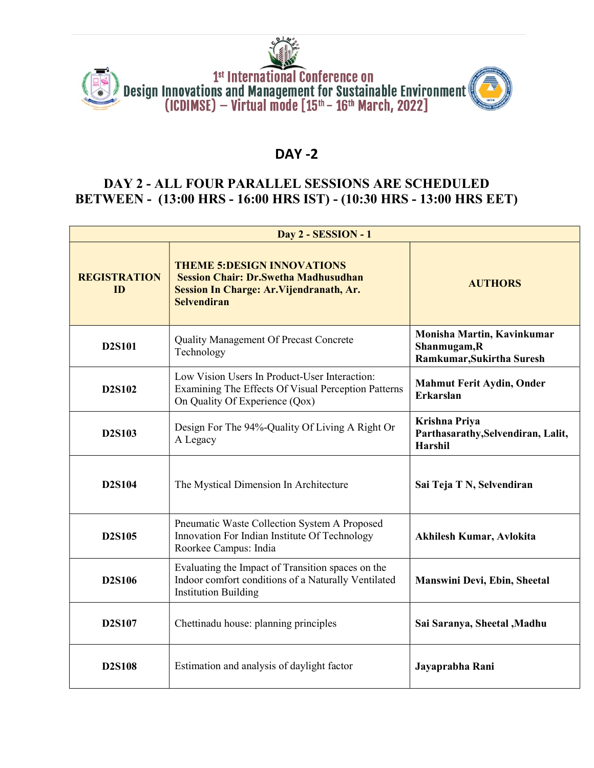# DAY -2

## DAY 2 - ALL FOUR PARALLEL SESSIONS ARE SCHEDULED BETWEEN - (13:00 HRS - 16:00 HRS IST) - (10:30 HRS - 13:00 HRS EET)

| Day 2 - SESSION - 1 | | |
|---|---|---|
| **REGISTRATION ID** | **THEME 5:DESIGN INNOVATIONS Session Chair: Dr.Swetha Madhusudhan Session In Charge: Ar.Vijendranath, Ar. Selvendiran** | **AUTHORS** |
| **D2S101** | Quality Management Of Precast Concrete Technology | **Monisha Martin, Kavinkumar Shanmugam,R Ramkumar,Sukirtha Suresh** |
| **D2S102** | Low Vision Users In Product-User Interaction: Examining The Effects Of Visual Perception Patterns On Quality Of Experience (Qox) | **Mahmut Ferit Aydin, Onder Erkarslan** |
| **D2S103** | Design For The 94%-Quality Of Living A Right Or A Legacy | **Krishna Priya Parthasarathy,Selvendiran, Lalit, Harshil** |
| **D2S104** | The Mystical Dimension In Architecture | **Sai Teja T N, Selvendiran** |
| **D2S105** | Pneumatic Waste Collection System A Proposed Innovation For Indian Institute Of Technology Roorkee Campus: India | **Akhilesh Kumar, Avlokita** |
| **D2S106** | Evaluating the Impact of Transition spaces on the Indoor comfort conditions of a Naturally Ventilated Institution Building | **Manswini Devi, Ebin, Sheetal** |
| **D2S107** | Chettinadu house: planning principles | **Sai Saranya, Sheetal ,Madhu** |
| **D2S108** | Estimation and analysis of daylight factor | **Jayaprabha Rani** |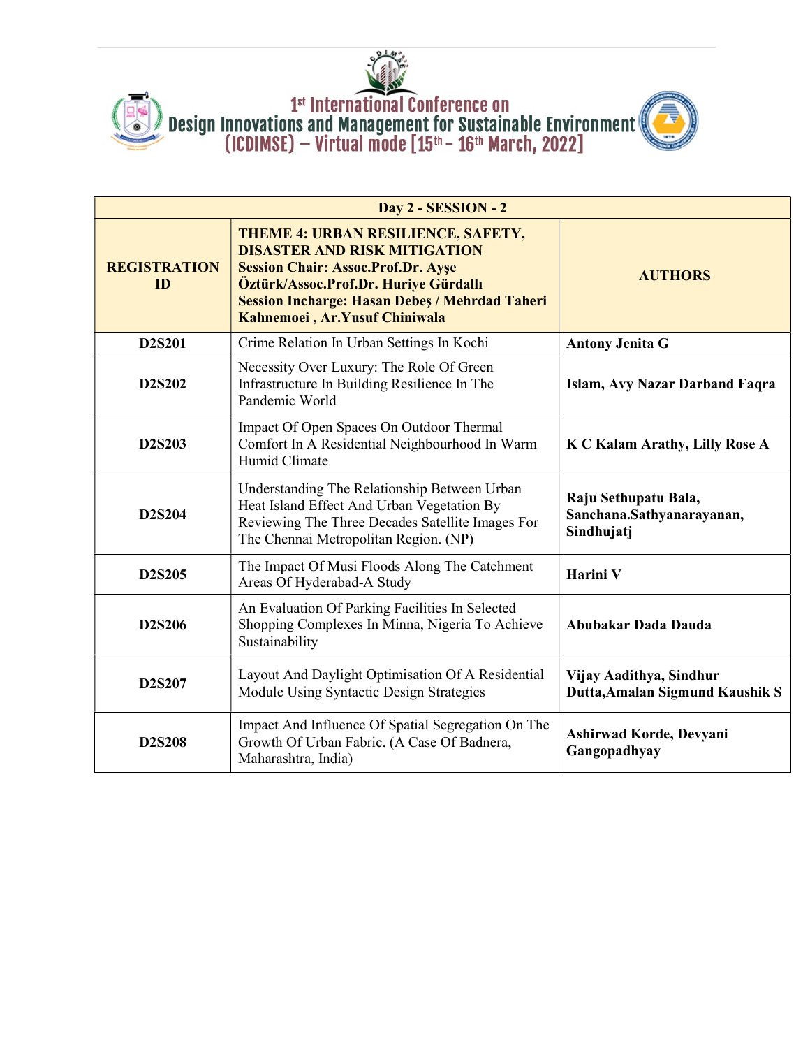# 1st International Conference on Design Innovations and Management for Sustainable Environment (ICDIMSE) – Virtual mode [15th – 16th March, 2022]

| Day 2 - SESSION - 2 | | |
|---|---|---|
| **REGISTRATION ID** | **THEME 4: URBAN RESILIENCE, SAFETY, DISASTER AND RISK MITIGATION**<br>**Session Chair: Assoc.Prof.Dr. Ayşe Öztürk/Assoc.Prof.Dr. Huriye Gürdallı**<br>**Session Incharge: Hasan Debeş / Mehrdad Taheri Kahnemoei , Ar.Yusuf Chiniwala** | **AUTHORS** |
| **D2S201** | Crime Relation In Urban Settings In Kochi | **Antony Jenita G** |
| **D2S202** | Necessity Over Luxury: The Role Of Green Infrastructure In Building Resilience In The Pandemic World | **Islam, Avy Nazar Darband Faqra** |
| **D2S203** | Impact Of Open Spaces On Outdoor Thermal Comfort In A Residential Neighbourhood In Warm Humid Climate | **K C Kalam Arathy, Lilly Rose A** |
| **D2S204** | Understanding The Relationship Between Urban Heat Island Effect And Urban Vegetation By Reviewing The Three Decades Satellite Images For The Chennai Metropolitan Region. (NP) | **Raju Sethupatu Bala, Sanchana.Sathyanarayanan, Sindhujatj** |
| **D2S205** | The Impact Of Musi Floods Along The Catchment Areas Of Hyderabad-A Study | **Harini V** |
| **D2S206** | An Evaluation Of Parking Facilities In Selected Shopping Complexes In Minna, Nigeria To Achieve Sustainability | **Abubakar Dada Dauda** |
| **D2S207** | Layout And Daylight Optimisation Of A Residential Module Using Syntactic Design Strategies | **Vijay Aadithya, Sindhur Dutta,Amalan Sigmund Kaushik S** |
| **D2S208** | Impact And Influence Of Spatial Segregation On The Growth Of Urban Fabric. (A Case Of Badnera, Maharashtra, India) | **Ashirwad Korde, Devyani Gangopadhyay** |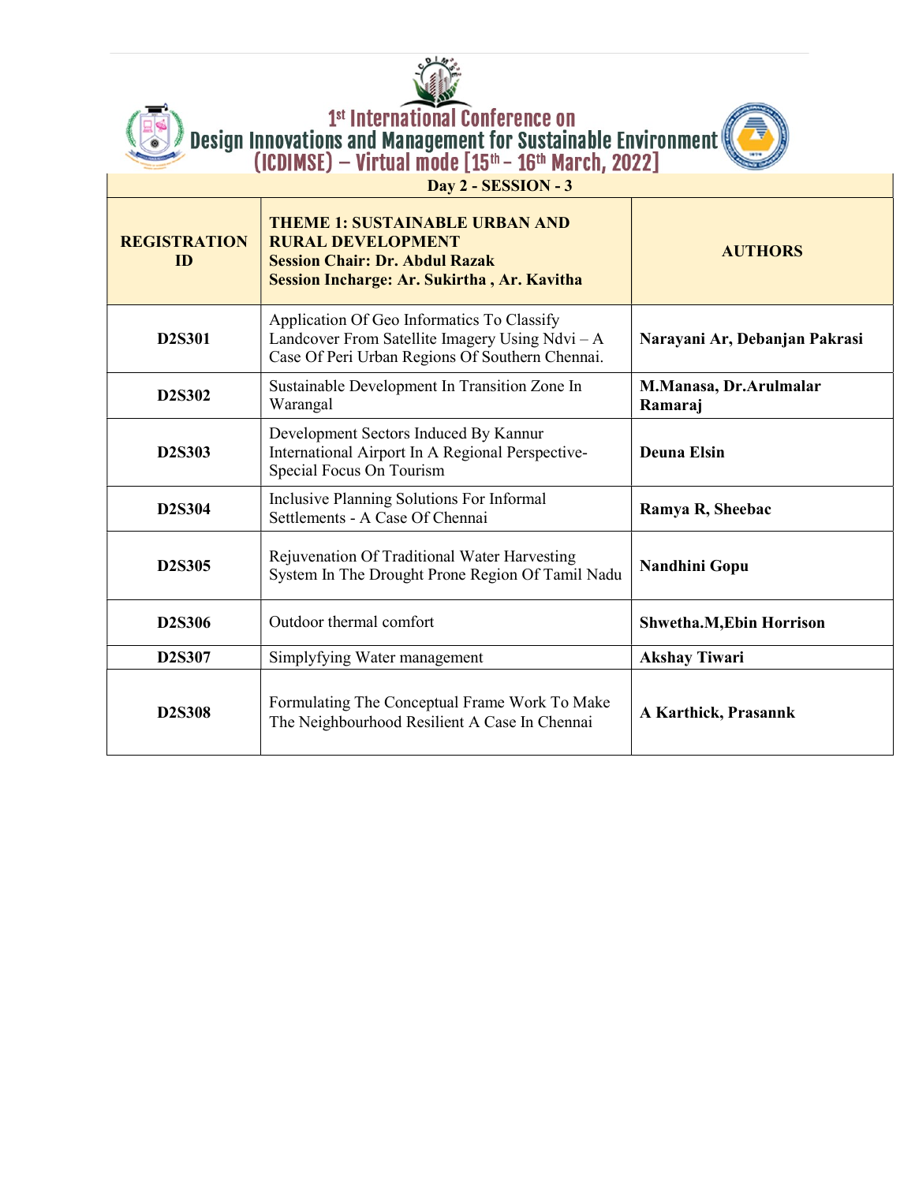# 1st International Conference on Design Innovations and Management for Sustainable Environment (ICDIMSE) – Virtual mode [15th – 16th March, 2022]

## Day 2 - SESSION - 3

| REGISTRATION ID | THEME 1: SUSTAINABLE URBAN AND RURAL DEVELOPMENT<br>Session Chair: Dr. Abdul Razak<br>Session Incharge: Ar. Sukirtha , Ar. Kavitha | AUTHORS |
|---|---|---|
| **D2S301** | Application Of Geo Informatics To Classify Landcover From Satellite Imagery Using Ndvi – A Case Of Peri Urban Regions Of Southern Chennai. | **Narayani Ar, Debanjan Pakrasi** |
| **D2S302** | Sustainable Development In Transition Zone In Warangal | **M.Manasa, Dr.Arulmalar Ramaraj** |
| **D2S303** | Development Sectors Induced By Kannur International Airport In A Regional Perspective- Special Focus On Tourism | **Deuna Elsin** |
| **D2S304** | Inclusive Planning Solutions For Informal Settlements - A Case Of Chennai | **Ramya R, Sheebac** |
| **D2S305** | Rejuvenation Of Traditional Water Harvesting System In The Drought Prone Region Of Tamil Nadu | **Nandhini Gopu** |
| **D2S306** | Outdoor thermal comfort | **Shwetha.M,Ebin Horrison** |
| **D2S307** | Simplyfying Water management | **Akshay Tiwari** |
| **D2S308** | Formulating The Conceptual Frame Work To Make The Neighbourhood Resilient A Case In Chennai | **A Karthick, Prasannk** |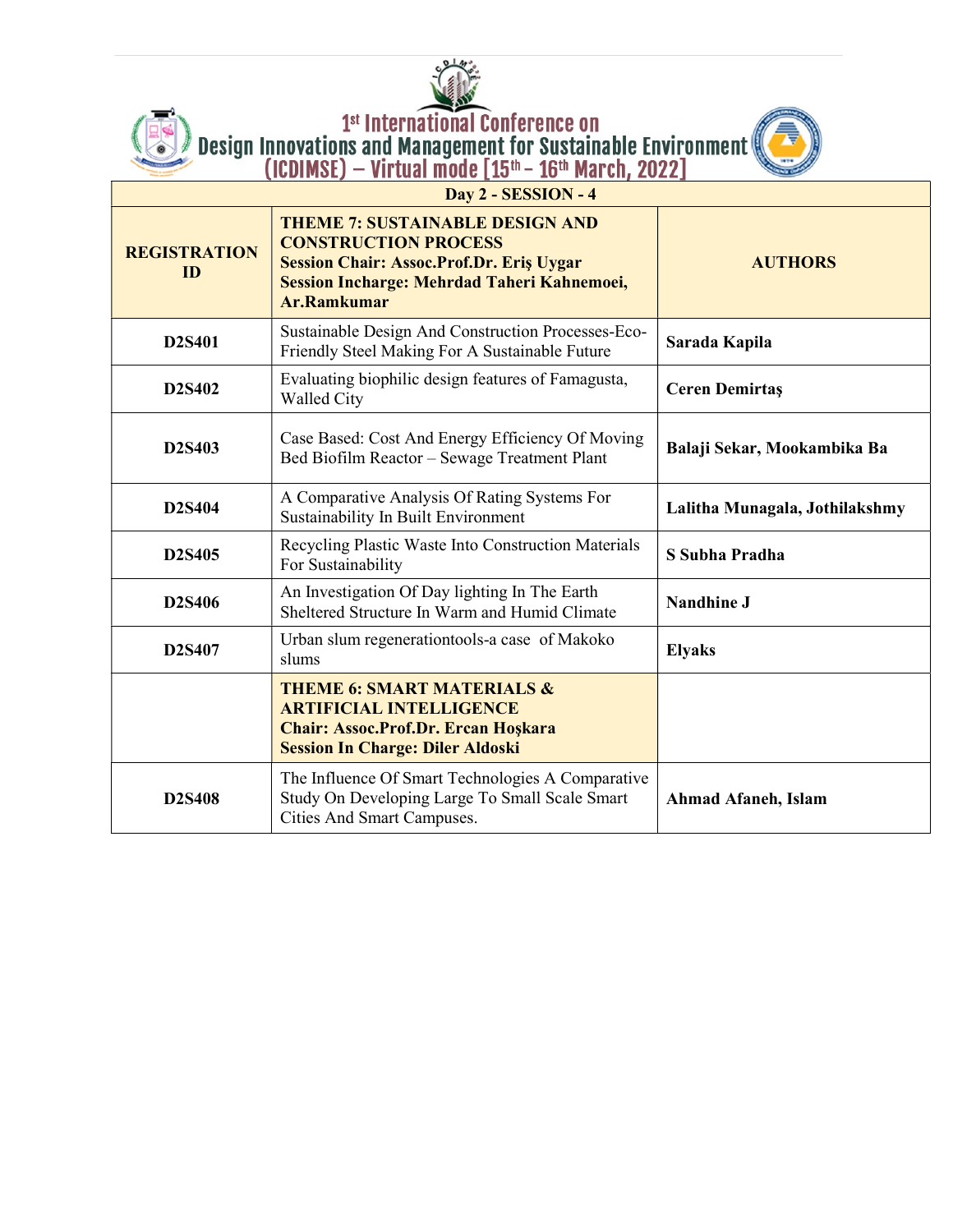# 1st International Conference on Design Innovations and Management for Sustainable Environment (ICDIMSE) – Virtual mode [15th – 16th March, 2022]

| Day 2 - SESSION - 4 | | |
|---|---|---|
| **REGISTRATION ID** | **THEME 7: SUSTAINABLE DESIGN AND CONSTRUCTION PROCESS**<br>**Session Chair: Assoc.Prof.Dr. Eriş Uygar**<br>**Session Incharge: Mehrdad Taheri Kahnemoei, Ar.Ramkumar** | **AUTHORS** |
| **D2S401** | Sustainable Design And Construction Processes-Eco-Friendly Steel Making For A Sustainable Future | **Sarada Kapila** |
| **D2S402** | Evaluating biophilic design features of Famagusta, Walled City | **Ceren Demirtaş** |
| **D2S403** | Case Based: Cost And Energy Efficiency Of Moving Bed Biofilm Reactor – Sewage Treatment Plant | **Balaji Sekar, Mookambika Ba** |
| **D2S404** | A Comparative Analysis Of Rating Systems For Sustainability In Built Environment | **Lalitha Munagala, Jothilakshmy** |
| **D2S405** | Recycling Plastic Waste Into Construction Materials For Sustainability | **S Subha Pradha** |
| **D2S406** | An Investigation Of Day lighting In The Earth Sheltered Structure In Warm and Humid Climate | **Nandhine J** |
| **D2S407** | Urban slum regenerationtools-a case of Makoko slums | **Elyaks** |
| | **THEME 6: SMART MATERIALS & ARTIFICIAL INTELLIGENCE**<br>**Chair: Assoc.Prof.Dr. Ercan Hoşkara**<br>**Session In Charge: Diler Aldoski** | |
| **D2S408** | The Influence Of Smart Technologies A Comparative Study On Developing Large To Small Scale Smart Cities And Smart Campuses. | **Ahmad Afaneh, Islam** |